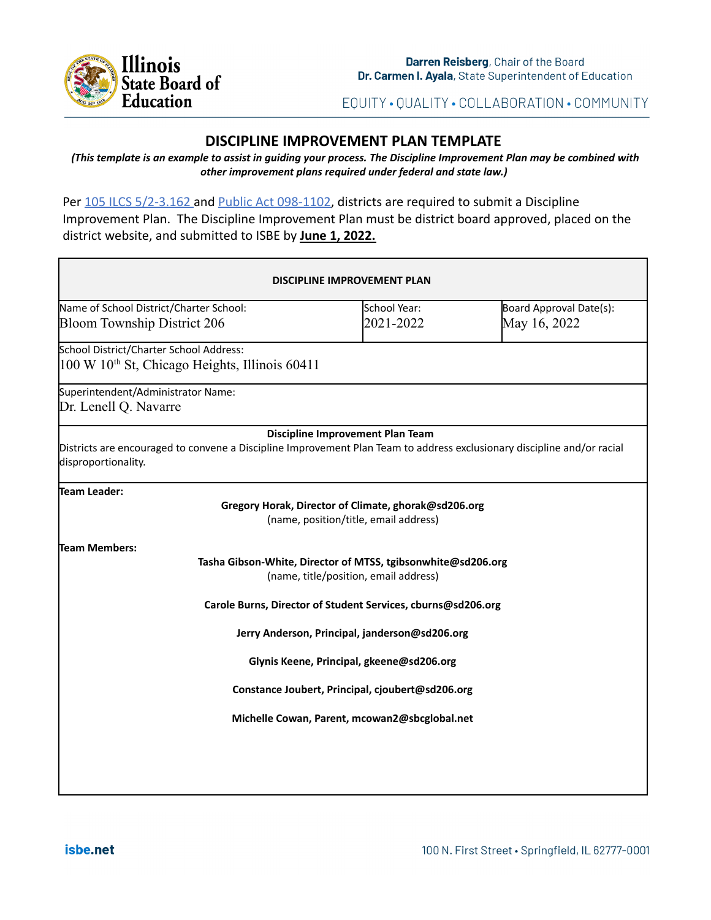# DISCIPLINE IMPROVEMENT PLAN TEMPLATE

***(This template is an example to assist in guiding your process. The Discipline Improvement Plan may be combined with other improvement plans required under federal and state law.)***

Per 105 ILCS 5/2-3.162 and Public Act 098-1102, districts are required to submit a Discipline Improvement Plan. The Discipline Improvement Plan must be district board approved, placed on the district website, and submitted to ISBE by **June 1, 2022.**

| **DISCIPLINE IMPROVEMENT PLAN** | | |
|---|---|---|
| Name of School District/Charter School:<br>Bloom Township District 206 | School Year:<br>2021-2022 | Board Approval Date(s):<br>May 16, 2022 |
| School District/Charter School Address:<br>100 W 10$^{th}$ St, Chicago Heights, Illinois 60411 | | |
| Superintendent/Administrator Name:<br>Dr. Lenell Q. Navarre | | |
| **Discipline Improvement Plan Team**<br>Districts are encouraged to convene a Discipline Improvement Plan Team to address exclusionary discipline and/or racial disproportionality. | | |
| **Team Leader:**<br>**Gregory Horak, Director of Climate, ghorak@sd206.org**<br>(name, position/title, email address)<br><br>**Team Members:**<br>**Tasha Gibson-White, Director of MTSS, tgibsonwhite@sd206.org**<br>(name, title/position, email address)<br><br>**Carole Burns, Director of Student Services, cburns@sd206.org**<br><br>**Jerry Anderson, Principal, janderson@sd206.org**<br><br>**Glynis Keene, Principal, gkeene@sd206.org**<br><br>**Constance Joubert, Principal, cjoubert@sd206.org**<br><br>**Michelle Cowan, Parent, mcowan2@sbcglobal.net** | | |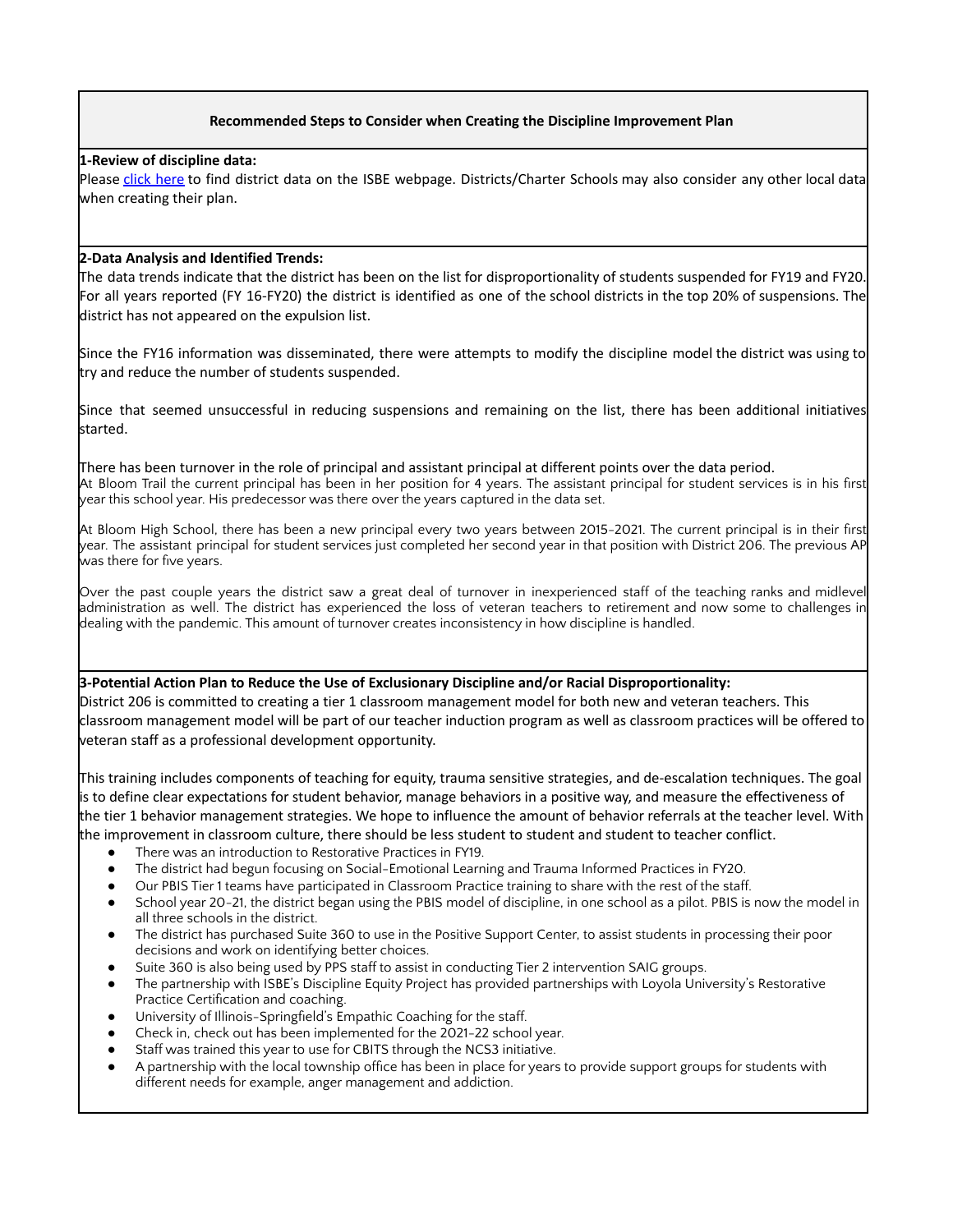**Recommended Steps to Consider when Creating the Discipline Improvement Plan**

**1-Review of discipline data:**

Please click here to find district data on the ISBE webpage. Districts/Charter Schools may also consider any other local data when creating their plan.

**2-Data Analysis and Identified Trends:**

The data trends indicate that the district has been on the list for disproportionality of students suspended for FY19 and FY20. For all years reported (FY 16-FY20) the district is identified as one of the school districts in the top 20% of suspensions. The district has not appeared on the expulsion list.

Since the FY16 information was disseminated, there were attempts to modify the discipline model the district was using to try and reduce the number of students suspended.

Since that seemed unsuccessful in reducing suspensions and remaining on the list, there has been additional initiatives started.

There has been turnover in the role of principal and assistant principal at different points over the data period.
At Bloom Trail the current principal has been in her position for 4 years. The assistant principal for student services is in his first year this school year. His predecessor was there over the years captured in the data set.

At Bloom High School, there has been a new principal every two years between 2015-2021. The current principal is in their first year. The assistant principal for student services just completed her second year in that position with District 206. The previous AP was there for five years.

Over the past couple years the district saw a great deal of turnover in inexperienced staff of the teaching ranks and midlevel administration as well. The district has experienced the loss of veteran teachers to retirement and now some to challenges in dealing with the pandemic. This amount of turnover creates inconsistency in how discipline is handled.

**3-Potential Action Plan to Reduce the Use of Exclusionary Discipline and/or Racial Disproportionality:**

District 206 is committed to creating a tier 1 classroom management model for both new and veteran teachers. This classroom management model will be part of our teacher induction program as well as classroom practices will be offered to veteran staff as a professional development opportunity.

This training includes components of teaching for equity, trauma sensitive strategies, and de-escalation techniques. The goal is to define clear expectations for student behavior, manage behaviors in a positive way, and measure the effectiveness of the tier 1 behavior management strategies. We hope to influence the amount of behavior referrals at the teacher level. With the improvement in classroom culture, there should be less student to student and student to teacher conflict.

- There was an introduction to Restorative Practices in FY19.
- The district had begun focusing on Social-Emotional Learning and Trauma Informed Practices in FY20.
- Our PBIS Tier 1 teams have participated in Classroom Practice training to share with the rest of the staff.
- School year 20-21, the district began using the PBIS model of discipline, in one school as a pilot. PBIS is now the model in all three schools in the district.
- The district has purchased Suite 360 to use in the Positive Support Center, to assist students in processing their poor decisions and work on identifying better choices.
- Suite 360 is also being used by PPS staff to assist in conducting Tier 2 intervention SAIG groups.
- The partnership with ISBE's Discipline Equity Project has provided partnerships with Loyola University's Restorative Practice Certification and coaching.
- University of Illinois-Springfield's Empathic Coaching for the staff.
- Check in, check out has been implemented for the 2021-22 school year.
- Staff was trained this year to use for CBITS through the NCS3 initiative.
- A partnership with the local township office has been in place for years to provide support groups for students with different needs for example, anger management and addiction.